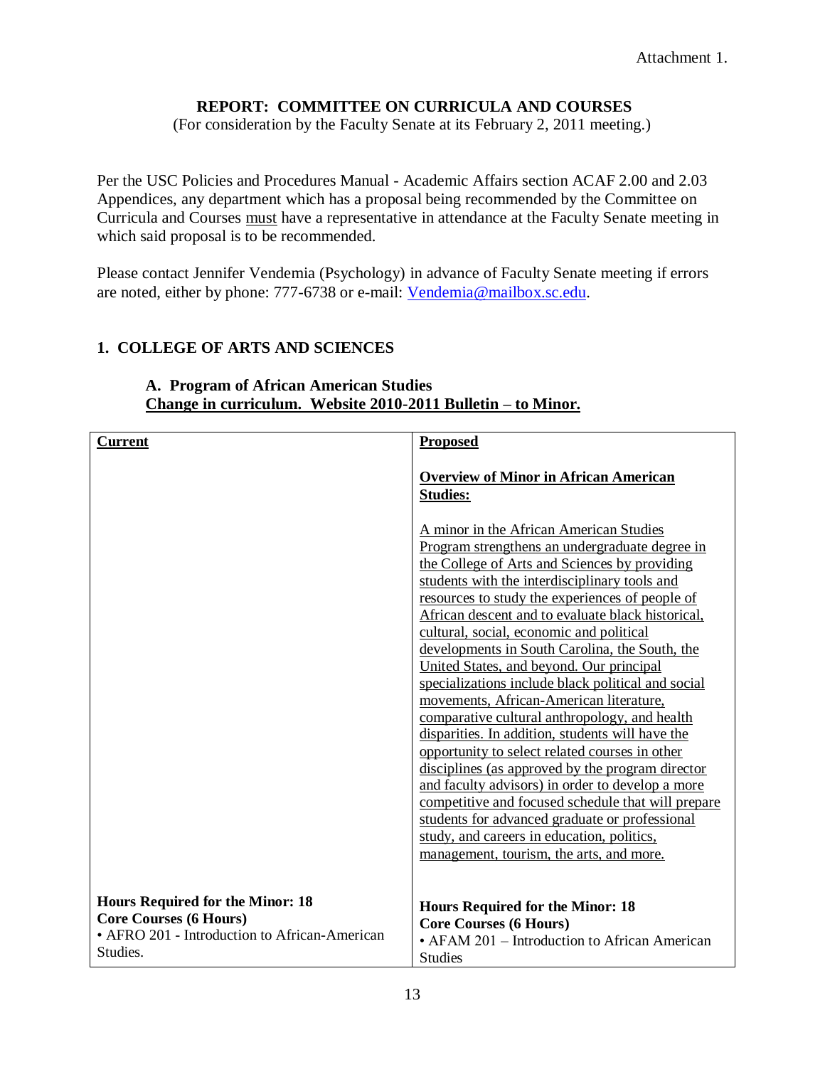Attachment 1.

## REPORT: COMMITTEE ON CURRICULA AND COURSES

(For consideration by the Faculty Senate at its February 2, 2011 meeting.)

Per the USC Policies and Procedures Manual - Academic Affairs section ACAF 2.00 and 2.03 Appendices, any department which has a proposal being recommended by the Committee on Curricula and Courses must have a representative in attendance at the Faculty Senate meeting in which said proposal is to be recommended.

Please contact Jennifer Vendemia (Psychology) in advance of Faculty Senate meeting if errors are noted, either by phone: 777-6738 or e-mail: Vendemia@mailbox.sc.edu.

## 1. COLLEGE OF ARTS AND SCIENCES

### A. Program of African American Studies

**Change in curriculum. Website 2010-2011 Bulletin – to Minor.**

| Current | Proposed |
|---|---|
| | **Overview of Minor in African American Studies:**<br><br>A minor in the African American Studies Program strengthens an undergraduate degree in the College of Arts and Sciences by providing students with the interdisciplinary tools and resources to study the experiences of people of African descent and to evaluate black historical, cultural, social, economic and political developments in South Carolina, the South, the United States, and beyond. Our principal specializations include black political and social movements, African-American literature, comparative cultural anthropology, and health disparities. In addition, students will have the opportunity to select related courses in other disciplines (as approved by the program director and faculty advisors) in order to develop a more competitive and focused schedule that will prepare students for advanced graduate or professional study, and careers in education, politics, management, tourism, the arts, and more. |
| **Hours Required for the Minor: 18**<br>**Core Courses (6 Hours)**<br>• AFRO 201 - Introduction to African-American Studies. | **Hours Required for the Minor: 18**<br>**Core Courses (6 Hours)**<br>• AFAM 201 – Introduction to African American Studies |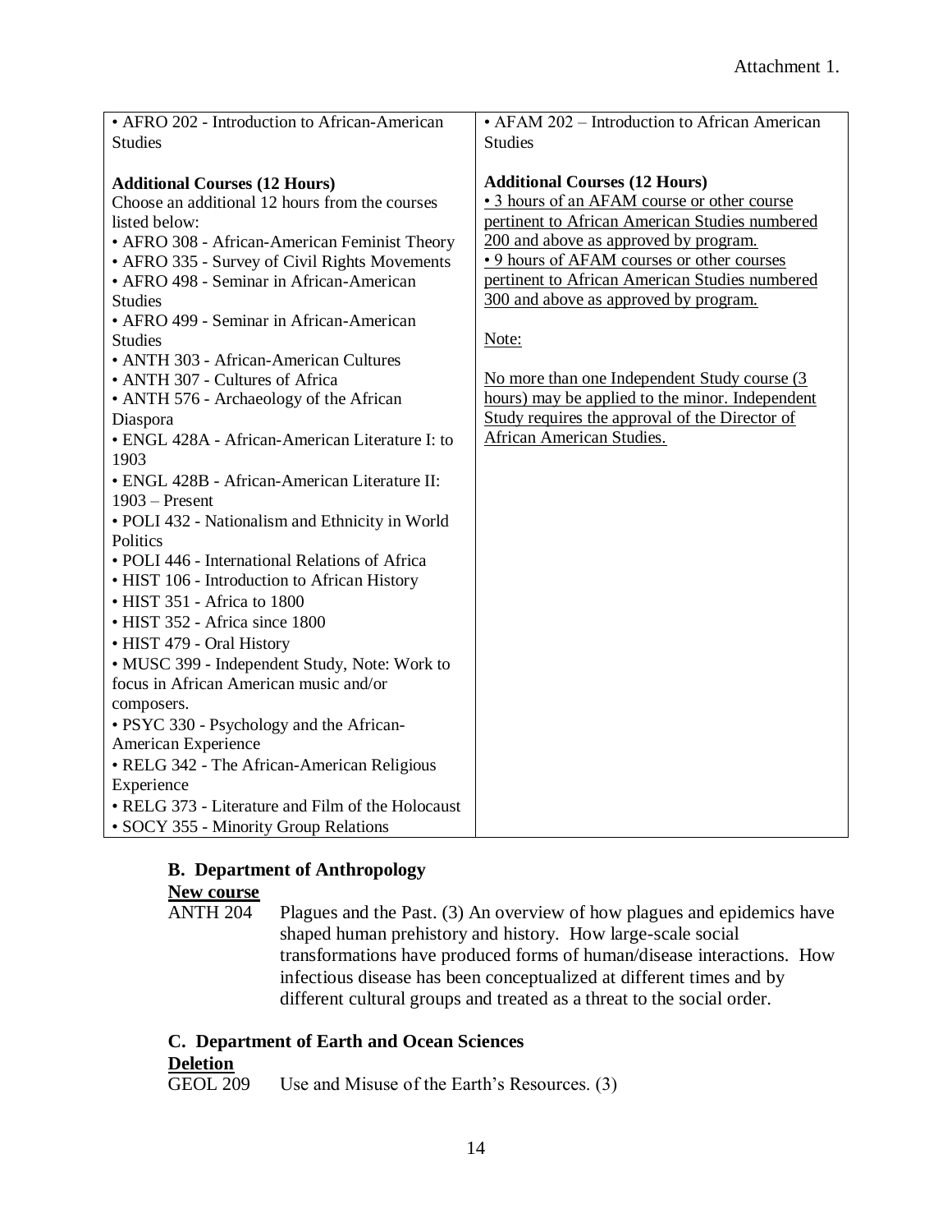Attachment 1.

| • AFRO 202 - Introduction to African-American Studies<br><br>**Additional Courses (12 Hours)**<br>Choose an additional 12 hours from the courses listed below:<br>• AFRO 308 - African-American Feminist Theory<br>• AFRO 335 - Survey of Civil Rights Movements<br>• AFRO 498 - Seminar in African-American Studies<br>• AFRO 499 - Seminar in African-American Studies<br>• ANTH 303 - African-American Cultures<br>• ANTH 307 - Cultures of Africa<br>• ANTH 576 - Archaeology of the African Diaspora<br>• ENGL 428A - African-American Literature I: to 1903<br>• ENGL 428B - African-American Literature II: 1903 – Present<br>• POLI 432 - Nationalism and Ethnicity in World Politics<br>• POLI 446 - International Relations of Africa<br>• HIST 106 - Introduction to African History<br>• HIST 351 - Africa to 1800<br>• HIST 352 - Africa since 1800<br>• HIST 479 - Oral History<br>• MUSC 399 - Independent Study, Note: Work to focus in African American music and/or composers.<br>• PSYC 330 - Psychology and the African-American Experience<br>• RELG 342 - The African-American Religious Experience<br>• RELG 373 - Literature and Film of the Holocaust<br>• SOCY 355 - Minority Group Relations | • AFAM 202 – Introduction to African American Studies<br><br>**Additional Courses (12 Hours)**<br><u>• 3 hours of an AFAM course or other course pertinent to African American Studies numbered 200 and above as approved by program.</u><br><u>• 9 hours of AFAM courses or other courses pertinent to African American Studies numbered 300 and above as approved by program.</u><br><br><u>Note:</u><br><br><u>No more than one Independent Study course (3 hours) may be applied to the minor. Independent Study requires the approval of the Director of African American Studies.</u> |
|---|---|

### B. Department of Anthropology

**<u>New course</u>**

ANTH 204 Plagues and the Past. (3) An overview of how plagues and epidemics have shaped human prehistory and history. How large-scale social transformations have produced forms of human/disease interactions. How infectious disease has been conceptualized at different times and by different cultural groups and treated as a threat to the social order.

### C. Department of Earth and Ocean Sciences

**<u>Deletion</u>**

GEOL 209 Use and Misuse of the Earth's Resources. (3)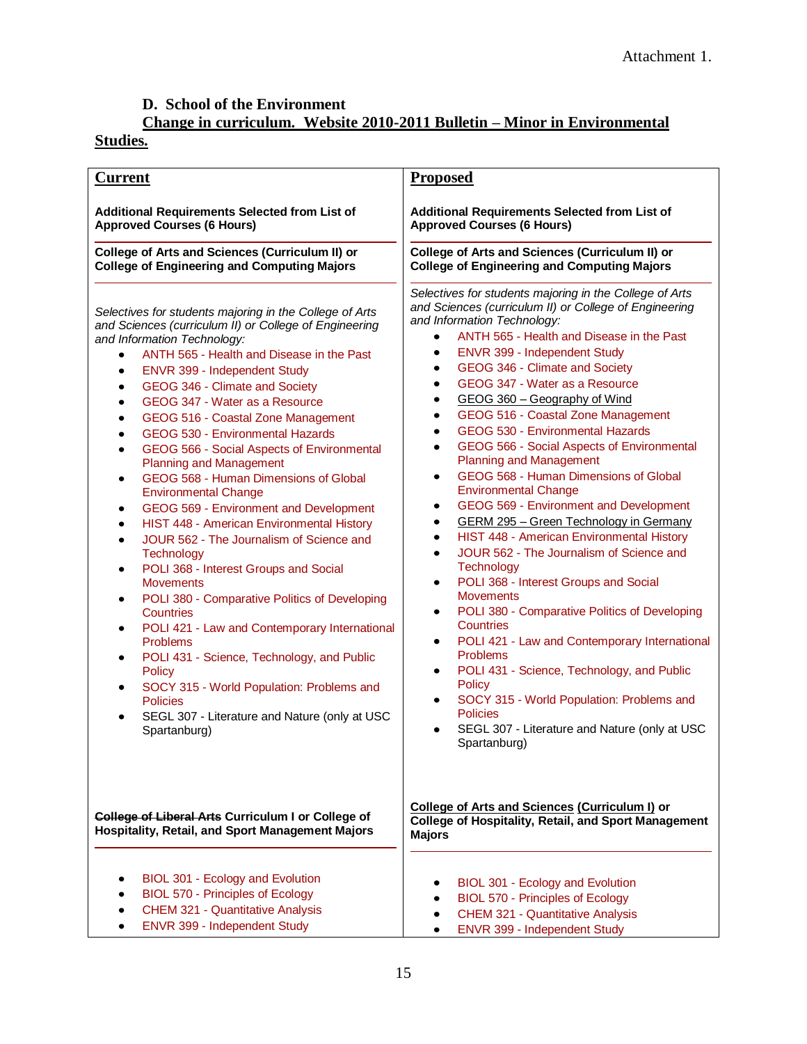Attachment 1.

**D. School of the Environment**

**<u>Change in curriculum. Website 2010-2011 Bulletin – Minor in Environmental Studies.</u>**

| **<u>Current</u>** | **<u>Proposed</u>** |
|---|---|
| **Additional Requirements Selected from List of Approved Courses (6 Hours)** | **Additional Requirements Selected from List of Approved Courses (6 Hours)** |
| **College of Arts and Sciences (Curriculum II) or College of Engineering and Computing Majors** | **College of Arts and Sciences (Curriculum II) or College of Engineering and Computing Majors** |
| *Selectives for students majoring in the College of Arts and Sciences (curriculum II) or College of Engineering and Information Technology:*<br>• ANTH 565 - Health and Disease in the Past<br>• ENVR 399 - Independent Study<br>• GEOG 346 - Climate and Society<br>• GEOG 347 - Water as a Resource<br>• GEOG 516 - Coastal Zone Management<br>• GEOG 530 - Environmental Hazards<br>• GEOG 566 - Social Aspects of Environmental Planning and Management<br>• GEOG 568 - Human Dimensions of Global Environmental Change<br>• GEOG 569 - Environment and Development<br>• HIST 448 - American Environmental History<br>• JOUR 562 - The Journalism of Science and Technology<br>• POLI 368 - Interest Groups and Social Movements<br>• POLI 380 - Comparative Politics of Developing Countries<br>• POLI 421 - Law and Contemporary International Problems<br>• POLI 431 - Science, Technology, and Public Policy<br>• SOCY 315 - World Population: Problems and Policies<br>• SEGL 307 - Literature and Nature (only at USC Spartanburg) | *Selectives for students majoring in the College of Arts and Sciences (curriculum II) or College of Engineering and Information Technology:*<br>• ANTH 565 - Health and Disease in the Past<br>• ENVR 399 - Independent Study<br>• GEOG 346 - Climate and Society<br>• GEOG 347 - Water as a Resource<br>• <u>GEOG 360 – Geography of Wind</u><br>• GEOG 516 - Coastal Zone Management<br>• GEOG 530 - Environmental Hazards<br>• GEOG 566 - Social Aspects of Environmental Planning and Management<br>• GEOG 568 - Human Dimensions of Global Environmental Change<br>• GEOG 569 - Environment and Development<br>• <u>GERM 295 – Green Technology in Germany</u><br>• HIST 448 - American Environmental History<br>• JOUR 562 - The Journalism of Science and Technology<br>• POLI 368 - Interest Groups and Social Movements<br>• POLI 380 - Comparative Politics of Developing Countries<br>• POLI 421 - Law and Contemporary International Problems<br>• POLI 431 - Science, Technology, and Public Policy<br>• SOCY 315 - World Population: Problems and Policies<br>• SEGL 307 - Literature and Nature (only at USC Spartanburg) |
| **~~College of Liberal Arts~~ Curriculum I or College of Hospitality, Retail, and Sport Management Majors** | **<u>College of Arts and Sciences</u> <u>(Curriculum I)</u> or College of Hospitality, Retail, and Sport Management Majors** |
| • BIOL 301 - Ecology and Evolution<br>• BIOL 570 - Principles of Ecology<br>• CHEM 321 - Quantitative Analysis<br>• ENVR 399 - Independent Study | • BIOL 301 - Ecology and Evolution<br>• BIOL 570 - Principles of Ecology<br>• CHEM 321 - Quantitative Analysis<br>• ENVR 399 - Independent Study |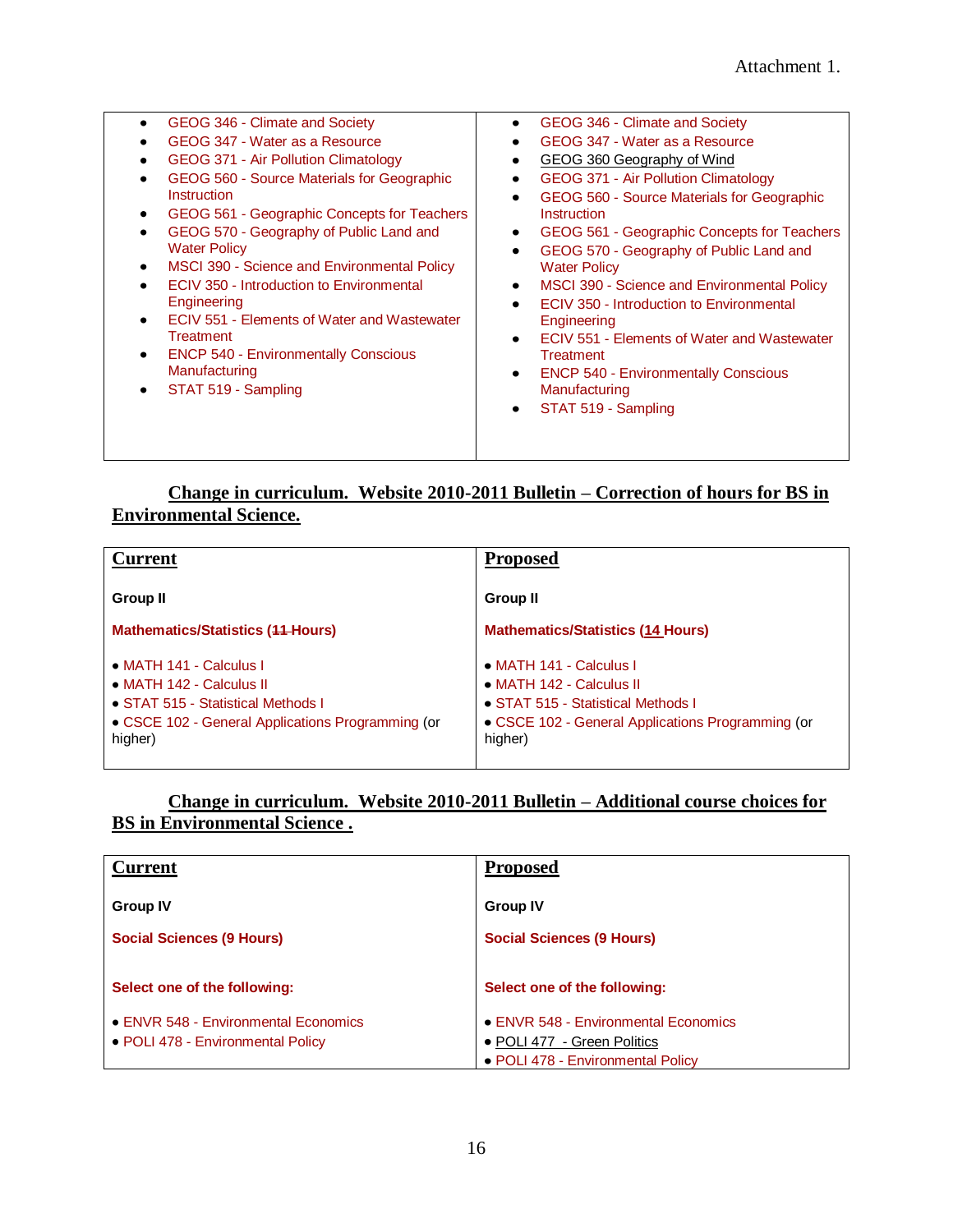Attachment 1.

| | |
|---|---|
| • GEOG 346 - Climate and Society<br>• GEOG 347 - Water as a Resource<br>• GEOG 371 - Air Pollution Climatology<br>• GEOG 560 - Source Materials for Geographic Instruction<br>• GEOG 561 - Geographic Concepts for Teachers<br>• GEOG 570 - Geography of Public Land and Water Policy<br>• MSCI 390 - Science and Environmental Policy<br>• ECIV 350 - Introduction to Environmental Engineering<br>• ECIV 551 - Elements of Water and Wastewater Treatment<br>• ENCP 540 - Environmentally Conscious Manufacturing<br>• STAT 519 - Sampling | • GEOG 346 - Climate and Society<br>• GEOG 347 - Water as a Resource<br>• GEOG 360 Geography of Wind<br>• GEOG 371 - Air Pollution Climatology<br>• GEOG 560 - Source Materials for Geographic Instruction<br>• GEOG 561 - Geographic Concepts for Teachers<br>• GEOG 570 - Geography of Public Land and Water Policy<br>• MSCI 390 - Science and Environmental Policy<br>• ECIV 350 - Introduction to Environmental Engineering<br>• ECIV 551 - Elements of Water and Wastewater Treatment<br>• ENCP 540 - Environmentally Conscious Manufacturing<br>• STAT 519 - Sampling |

**Change in curriculum. Website 2010-2011 Bulletin – Correction of hours for BS in Environmental Science.**

| Current | Proposed |
|---|---|
| **Group II**<br><br>**Mathematics/Statistics (~~11~~ Hours)**<br><br>• MATH 141 - Calculus I<br>• MATH 142 - Calculus II<br>• STAT 515 - Statistical Methods I<br>• CSCE 102 - General Applications Programming (or higher) | **Group II**<br><br>**Mathematics/Statistics (14 Hours)**<br><br>• MATH 141 - Calculus I<br>• MATH 142 - Calculus II<br>• STAT 515 - Statistical Methods I<br>• CSCE 102 - General Applications Programming (or higher) |

**Change in curriculum. Website 2010-2011 Bulletin – Additional course choices for BS in Environmental Science .**

| Current | Proposed |
|---|---|
| **Group IV**<br><br>**Social Sciences (9 Hours)**<br><br>**Select one of the following:**<br><br>• ENVR 548 - Environmental Economics<br>• POLI 478 - Environmental Policy | **Group IV**<br><br>**Social Sciences (9 Hours)**<br><br>**Select one of the following:**<br><br>• ENVR 548 - Environmental Economics<br>• POLI 477 - Green Politics<br>• POLI 478 - Environmental Policy |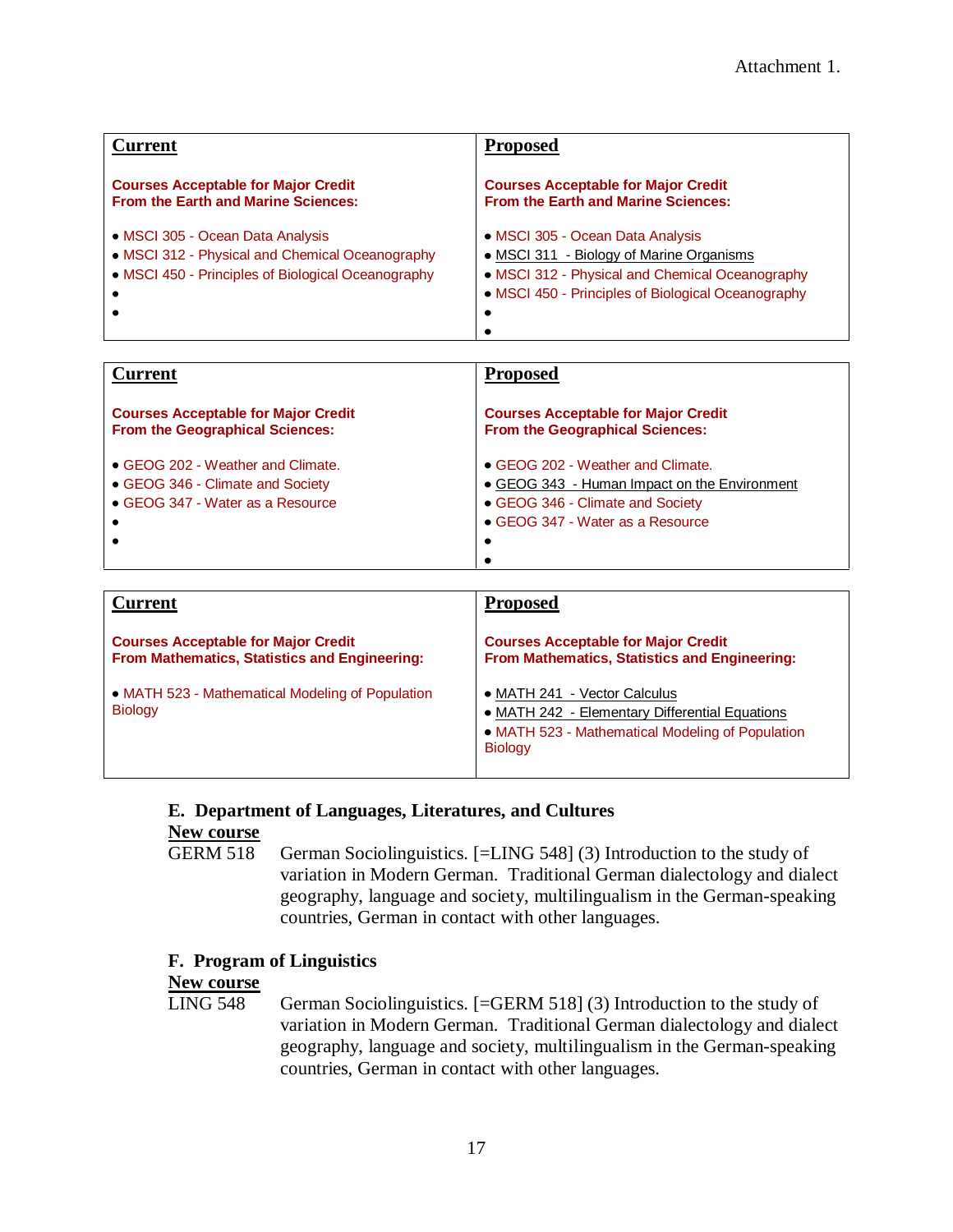Attachment 1.

| **Current** | **Proposed** |
|---|---|
| **Courses Acceptable for Major Credit From the Earth and Marine Sciences:**<br><br>• MSCI 305 - Ocean Data Analysis<br>• MSCI 312 - Physical and Chemical Oceanography<br>• MSCI 450 - Principles of Biological Oceanography<br>•<br>• | **Courses Acceptable for Major Credit From the Earth and Marine Sciences:**<br><br>• MSCI 305 - Ocean Data Analysis<br>• MSCI 311 - Biology of Marine Organisms<br>• MSCI 312 - Physical and Chemical Oceanography<br>• MSCI 450 - Principles of Biological Oceanography<br>•<br>• |

| **Current** | **Proposed** |
|---|---|
| **Courses Acceptable for Major Credit From the Geographical Sciences:**<br><br>• GEOG 202 - Weather and Climate.<br>• GEOG 346 - Climate and Society<br>• GEOG 347 - Water as a Resource<br>•<br>• | **Courses Acceptable for Major Credit From the Geographical Sciences:**<br><br>• GEOG 202 - Weather and Climate.<br>• GEOG 343 - Human Impact on the Environment<br>• GEOG 346 - Climate and Society<br>• GEOG 347 - Water as a Resource<br>•<br>• |

| **Current** | **Proposed** |
|---|---|
| **Courses Acceptable for Major Credit From Mathematics, Statistics and Engineering:**<br><br>• MATH 523 - Mathematical Modeling of Population Biology | **Courses Acceptable for Major Credit From Mathematics, Statistics and Engineering:**<br><br>• MATH 241 - Vector Calculus<br>• MATH 242 - Elementary Differential Equations<br>• MATH 523 - Mathematical Modeling of Population Biology |

### E. Department of Languages, Literatures, and Cultures

**New course**

GERM 518 German Sociolinguistics. [=LING 548] (3) Introduction to the study of variation in Modern German. Traditional German dialectology and dialect geography, language and society, multilingualism in the German-speaking countries, German in contact with other languages.

### F. Program of Linguistics

**New course**

LING 548 German Sociolinguistics. [=GERM 518] (3) Introduction to the study of variation in Modern German. Traditional German dialectology and dialect geography, language and society, multilingualism in the German-speaking countries, German in contact with other languages.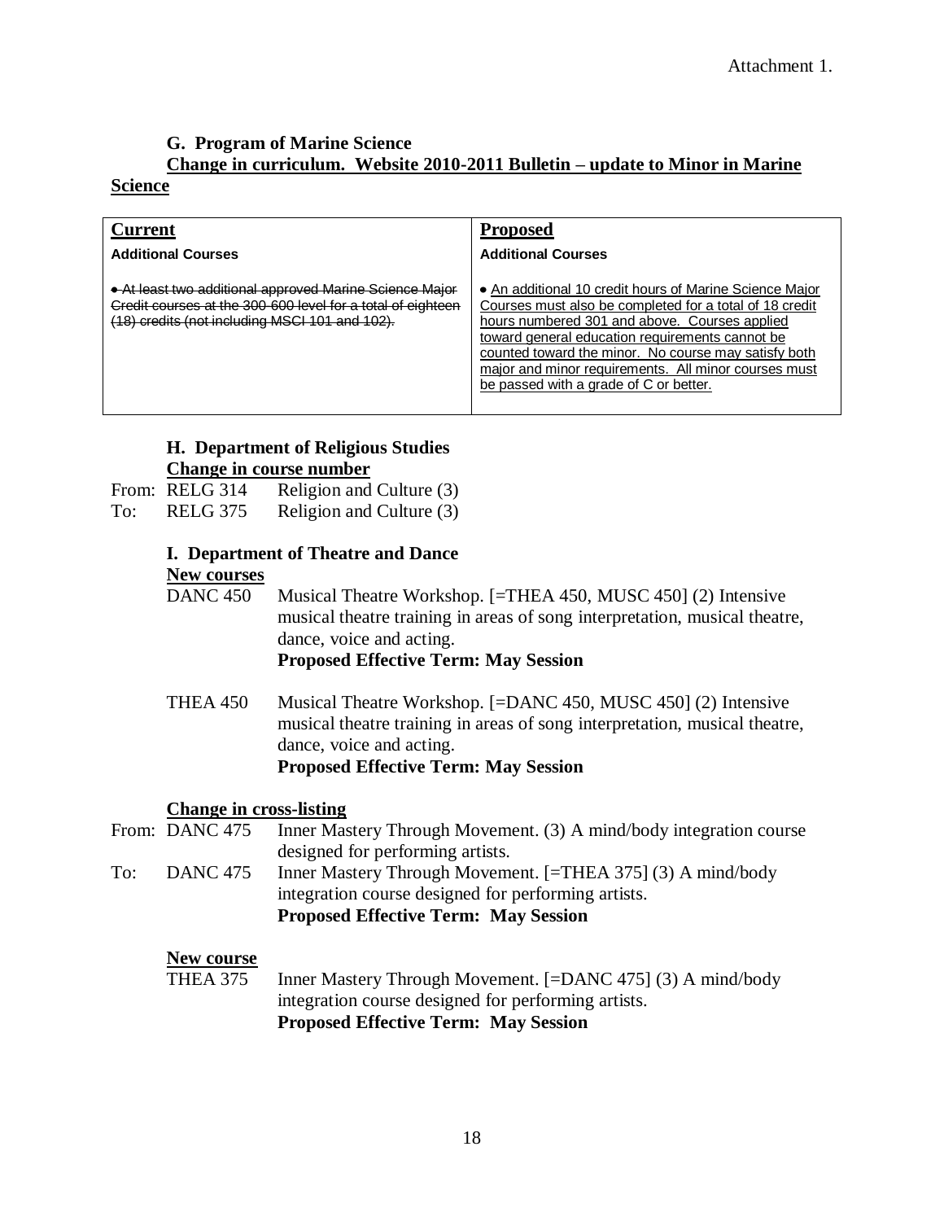Attachment 1.

### G. Program of Marine Science

**Change in curriculum. Website 2010-2011 Bulletin – update to Minor in Marine Science**

| **Current** | **Proposed** |
|---|---|
| **Additional Courses** | **Additional Courses** |
| ~~• At least two additional approved Marine Science Major Credit courses at the 300-600 level for a total of eighteen (18) credits (not including MSCI 101 and 102).~~ | • An additional 10 credit hours of Marine Science Major Courses must also be completed for a total of 18 credit hours numbered 301 and above. Courses applied toward general education requirements cannot be counted toward the minor. No course may satisfy both major and minor requirements. All minor courses must be passed with a grade of C or better. |

### H. Department of Religious Studies

**Change in course number**

From: RELG 314 Religion and Culture (3)
To: RELG 375 Religion and Culture (3)

### I. Department of Theatre and Dance

**New courses**

DANC 450 Musical Theatre Workshop. [=THEA 450, MUSC 450] (2) Intensive musical theatre training in areas of song interpretation, musical theatre, dance, voice and acting.
**Proposed Effective Term: May Session**

THEA 450 Musical Theatre Workshop. [=DANC 450, MUSC 450] (2) Intensive musical theatre training in areas of song interpretation, musical theatre, dance, voice and acting.
**Proposed Effective Term: May Session**

**Change in cross-listing**

From: DANC 475 Inner Mastery Through Movement. (3) A mind/body integration course designed for performing artists.
To: DANC 475 Inner Mastery Through Movement. [=THEA 375] (3) A mind/body integration course designed for performing artists.
**Proposed Effective Term: May Session**

**New course**

THEA 375 Inner Mastery Through Movement. [=DANC 475] (3) A mind/body integration course designed for performing artists.
**Proposed Effective Term: May Session**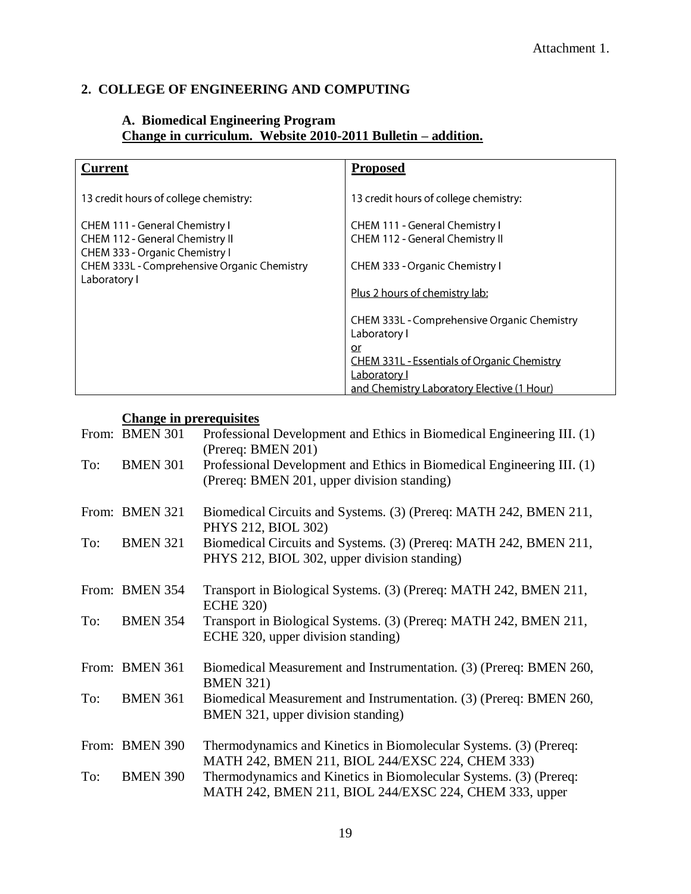Attachment 1.

## 2. COLLEGE OF ENGINEERING AND COMPUTING

### A. Biomedical Engineering Program

**Change in curriculum. Website 2010-2011 Bulletin – addition.**

| **Current** | **Proposed** |
| --- | --- |
| 13 credit hours of college chemistry: | 13 credit hours of college chemistry: |
| CHEM 111 - General Chemistry I<br>CHEM 112 - General Chemistry II<br>CHEM 333 - Organic Chemistry I<br>CHEM 333L - Comprehensive Organic Chemistry Laboratory I | CHEM 111 - General Chemistry I<br>CHEM 112 - General Chemistry II<br><br>CHEM 333 - Organic Chemistry I<br><br>Plus 2 hours of chemistry lab:<br><br>CHEM 333L - Comprehensive Organic Chemistry Laboratory I<br>or<br>CHEM 331L - Essentials of Organic Chemistry Laboratory I<br>and Chemistry Laboratory Elective (1 Hour) |

**Change in prerequisites**

From: BMEN 301 Professional Development and Ethics in Biomedical Engineering III. (1) (Prereq: BMEN 201)
To: BMEN 301 Professional Development and Ethics in Biomedical Engineering III. (1) (Prereq: BMEN 201, upper division standing)

From: BMEN 321 Biomedical Circuits and Systems. (3) (Prereq: MATH 242, BMEN 211, PHYS 212, BIOL 302)
To: BMEN 321 Biomedical Circuits and Systems. (3) (Prereq: MATH 242, BMEN 211, PHYS 212, BIOL 302, upper division standing)

From: BMEN 354 Transport in Biological Systems. (3) (Prereq: MATH 242, BMEN 211, ECHE 320)
To: BMEN 354 Transport in Biological Systems. (3) (Prereq: MATH 242, BMEN 211, ECHE 320, upper division standing)

From: BMEN 361 Biomedical Measurement and Instrumentation. (3) (Prereq: BMEN 260, BMEN 321)
To: BMEN 361 Biomedical Measurement and Instrumentation. (3) (Prereq: BMEN 260, BMEN 321, upper division standing)

From: BMEN 390 Thermodynamics and Kinetics in Biomolecular Systems. (3) (Prereq: MATH 242, BMEN 211, BIOL 244/EXSC 224, CHEM 333)
To: BMEN 390 Thermodynamics and Kinetics in Biomolecular Systems. (3) (Prereq: MATH 242, BMEN 211, BIOL 244/EXSC 224, CHEM 333, upper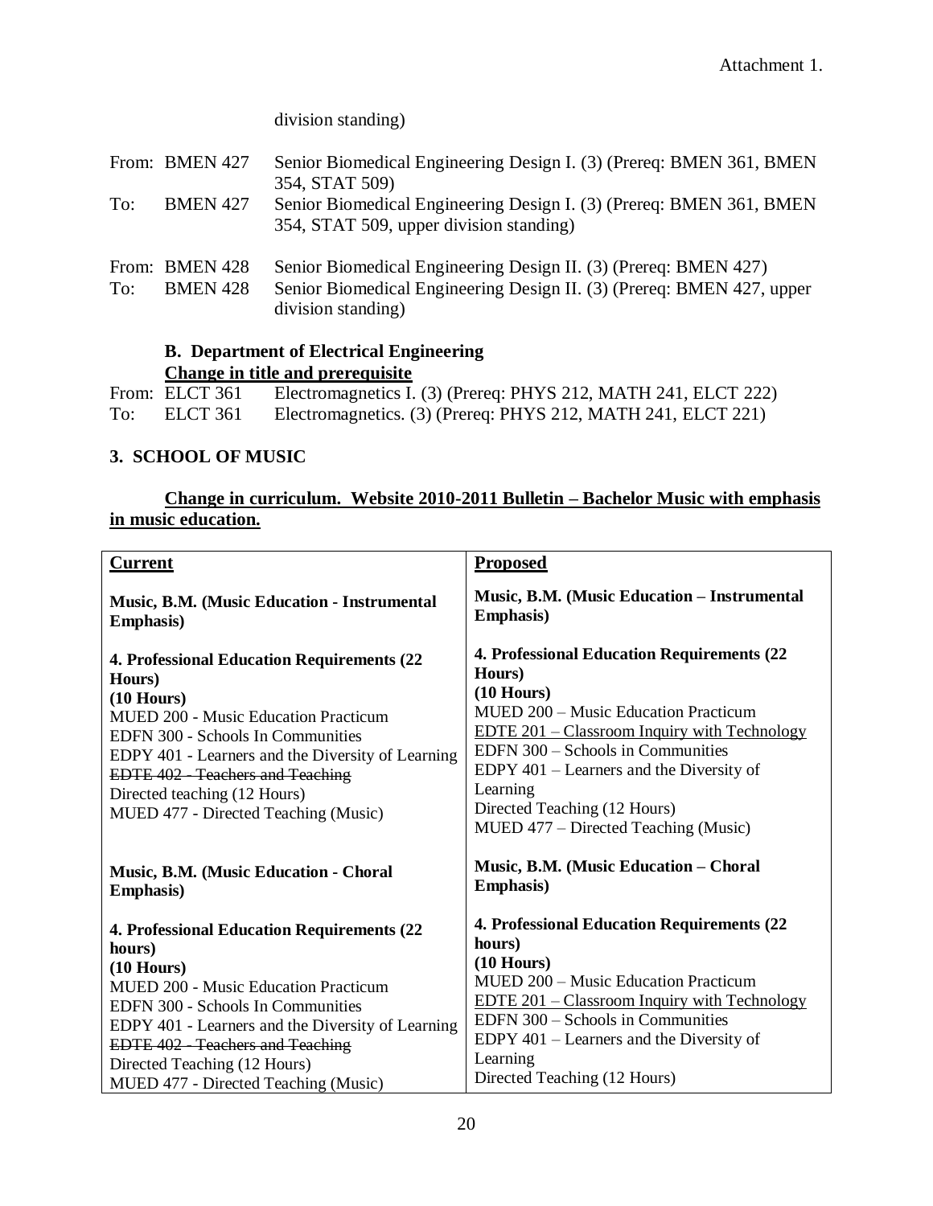Attachment 1.

division standing)

From: BMEN 427 Senior Biomedical Engineering Design I. (3) (Prereq: BMEN 361, BMEN 354, STAT 509)
To: BMEN 427 Senior Biomedical Engineering Design I. (3) (Prereq: BMEN 361, BMEN 354, STAT 509, upper division standing)

From: BMEN 428 Senior Biomedical Engineering Design II. (3) (Prereq: BMEN 427)
To: BMEN 428 Senior Biomedical Engineering Design II. (3) (Prereq: BMEN 427, upper division standing)

**B. Department of Electrical Engineering**

**Change in title and prerequisite**

From: ELCT 361 Electromagnetics I. (3) (Prereq: PHYS 212, MATH 241, ELCT 222)
To: ELCT 361 Electromagnetics. (3) (Prereq: PHYS 212, MATH 241, ELCT 221)

**3. SCHOOL OF MUSIC**

**Change in curriculum. Website 2010-2011 Bulletin – Bachelor Music with emphasis in music education.**

| **Current** | **Proposed** |
|---|---|
| **Music, B.M. (Music Education - Instrumental Emphasis)**<br><br>**4. Professional Education Requirements (22 Hours)**<br>**(10 Hours)**<br>MUED 200 - Music Education Practicum<br>EDFN 300 - Schools In Communities<br>EDPY 401 - Learners and the Diversity of Learning<br>~~EDTE 402 - Teachers and Teaching~~<br>Directed teaching (12 Hours)<br>MUED 477 - Directed Teaching (Music) | **Music, B.M. (Music Education – Instrumental Emphasis)**<br><br>**4. Professional Education Requirements (22 Hours)**<br>**(10 Hours)**<br>MUED 200 – Music Education Practicum<br><u>EDTE 201 – Classroom Inquiry with Technology</u><br>EDFN 300 – Schools in Communities<br>EDPY 401 – Learners and the Diversity of Learning<br>Directed Teaching (12 Hours)<br>MUED 477 – Directed Teaching (Music) |
| **Music, B.M. (Music Education - Choral Emphasis)**<br><br>**4. Professional Education Requirements (22 hours)**<br>**(10 Hours)**<br>MUED 200 - Music Education Practicum<br>EDFN 300 - Schools In Communities<br>EDPY 401 - Learners and the Diversity of Learning<br>~~EDTE 402 - Teachers and Teaching~~<br>Directed Teaching (12 Hours)<br>MUED 477 - Directed Teaching (Music) | **Music, B.M. (Music Education – Choral Emphasis)**<br><br>**4. Professional Education Requirements (22 hours)**<br>**(10 Hours)**<br>MUED 200 – Music Education Practicum<br><u>EDTE 201 – Classroom Inquiry with Technology</u><br>EDFN 300 – Schools in Communities<br>EDPY 401 – Learners and the Diversity of Learning<br>Directed Teaching (12 Hours) |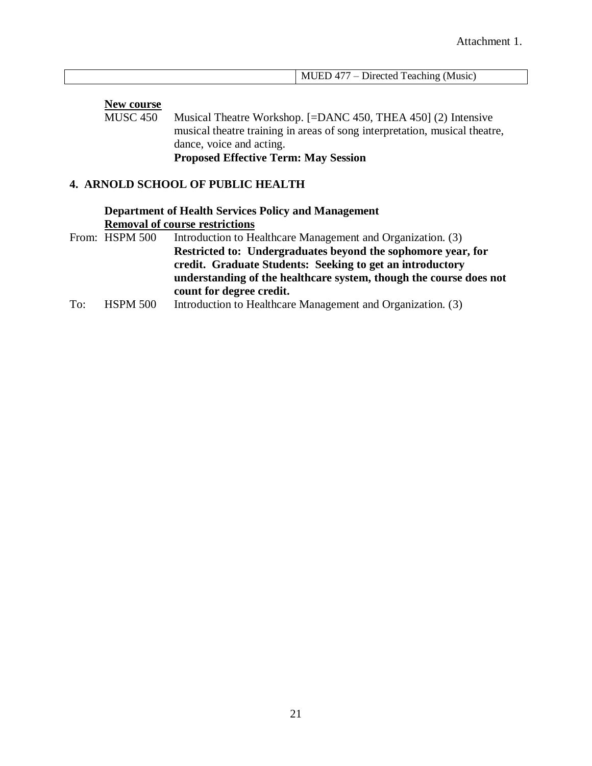Attachment 1.

| | |
|---|---|
| | MUED 477 – Directed Teaching (Music) |

**New course**

MUSC 450 Musical Theatre Workshop. [=DANC 450, THEA 450] (2) Intensive musical theatre training in areas of song interpretation, musical theatre, dance, voice and acting.
**Proposed Effective Term: May Session**

## 4. ARNOLD SCHOOL OF PUBLIC HEALTH

### Department of Health Services Policy and Management

**Removal of course restrictions**

From: HSPM 500 Introduction to Healthcare Management and Organization. (3)
**Restricted to: Undergraduates beyond the sophomore year, for credit. Graduate Students: Seeking to get an introductory understanding of the healthcare system, though the course does not count for degree credit.**

To: HSPM 500 Introduction to Healthcare Management and Organization. (3)